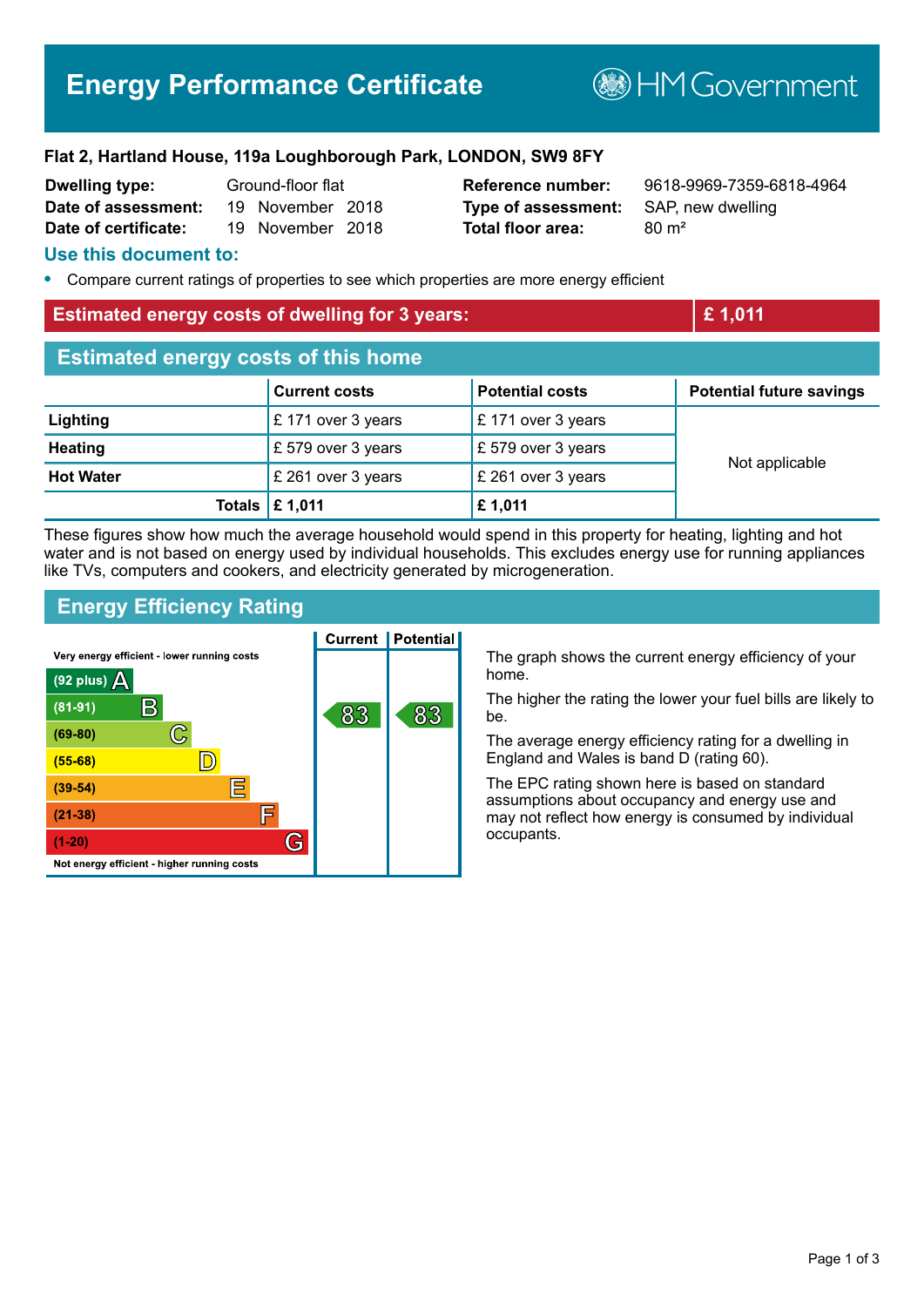# Energy Performance Certificate

HM Government

**Flat 2, Hartland House, 119a Loughborough Park, LONDON, SW9 8FY**

| | | | |
|---|---|---|---|
| **Dwelling type:** | Ground-floor flat | **Reference number:** | 9618-9969-7359-6818-4964 |
| **Date of assessment:** | 19 November 2018 | **Type of assessment:** | SAP, new dwelling |
| **Date of certificate:** | 19 November 2018 | **Total floor area:** | 80 m² |

## Use this document to:

- Compare current ratings of properties to see which properties are more energy efficient

**Estimated energy costs of dwelling for 3 years: £ 1,011**

## Estimated energy costs of this home

| | Current costs | Potential costs | Potential future savings |
|---|---|---|---|
| **Lighting** | £ 171 over 3 years | £ 171 over 3 years | Not applicable |
| **Heating** | £ 579 over 3 years | £ 579 over 3 years | |
| **Hot Water** | £ 261 over 3 years | £ 261 over 3 years | |
| **Totals** | **£ 1,011** | **£ 1,011** | |

These figures show how much the average household would spend in this property for heating, lighting and hot water and is not based on energy used by individual households. This excludes energy use for running appliances like TVs, computers and cookers, and electricity generated by microgeneration.

## Energy Efficiency Rating

| Rating band | Current | Potential |
|---|---|---|
| Very energy efficient - lower running costs | | |
| (92 plus) A | | |
| (81-91) B | 83 | 83 |
| (69-80) C | | |
| (55-68) D | | |
| (39-54) E | | |
| (21-38) F | | |
| (1-20) G | | |
| Not energy efficient - higher running costs | | |

The graph shows the current energy efficiency of your home.

The higher the rating the lower your fuel bills are likely to be.

The average energy efficiency rating for a dwelling in England and Wales is band D (rating 60).

The EPC rating shown here is based on standard assumptions about occupancy and energy use and may not reflect how energy is consumed by individual occupants.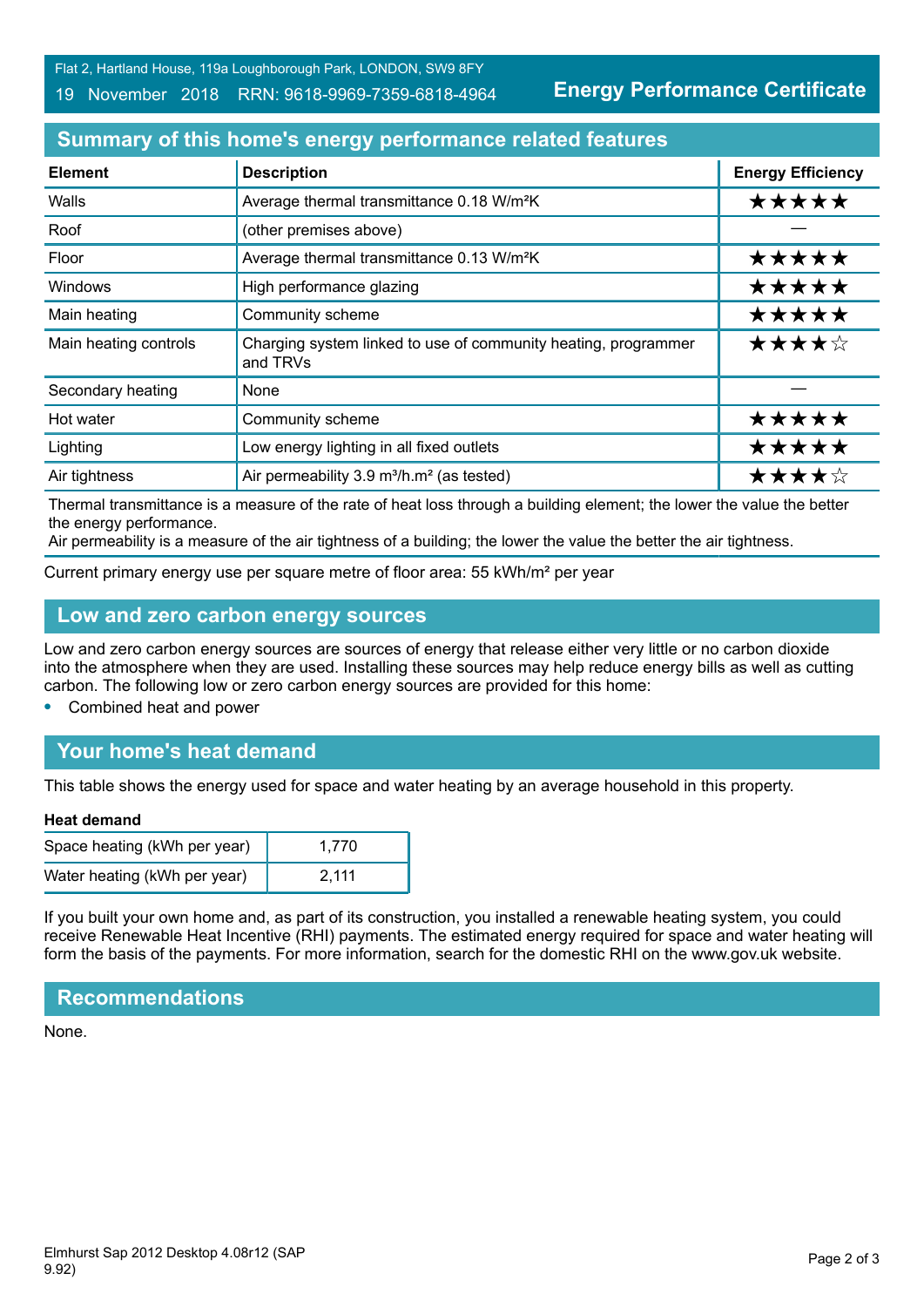Flat 2, Hartland House, 119a Loughborough Park, LONDON, SW9 8FY

19 November 2018 RRN: 9618-9969-7359-6818-4964

**Energy Performance Certificate**

## Summary of this home's energy performance related features

| Element | Description | Energy Efficiency |
|---|---|---|
| Walls | Average thermal transmittance 0.18 W/m²K | ★★★★★ |
| Roof | (other premises above) | — |
| Floor | Average thermal transmittance 0.13 W/m²K | ★★★★★ |
| Windows | High performance glazing | ★★★★★ |
| Main heating | Community scheme | ★★★★★ |
| Main heating controls | Charging system linked to use of community heating, programmer and TRVs | ★★★★☆ |
| Secondary heating | None | — |
| Hot water | Community scheme | ★★★★★ |
| Lighting | Low energy lighting in all fixed outlets | ★★★★★ |
| Air tightness | Air permeability 3.9 m³/h.m² (as tested) | ★★★★☆ |

Thermal transmittance is a measure of the rate of heat loss through a building element; the lower the value the better the energy performance.
Air permeability is a measure of the air tightness of a building; the lower the value the better the air tightness.

Current primary energy use per square metre of floor area: 55 kWh/m² per year

## Low and zero carbon energy sources

Low and zero carbon energy sources are sources of energy that release either very little or no carbon dioxide into the atmosphere when they are used. Installing these sources may help reduce energy bills as well as cutting carbon. The following low or zero carbon energy sources are provided for this home:

- Combined heat and power

## Your home's heat demand

This table shows the energy used for space and water heating by an average household in this property.

**Heat demand**

| | |
|---|---|
| Space heating (kWh per year) | 1,770 |
| Water heating (kWh per year) | 2,111 |

If you built your own home and, as part of its construction, you installed a renewable heating system, you could receive Renewable Heat Incentive (RHI) payments. The estimated energy required for space and water heating will form the basis of the payments. For more information, search for the domestic RHI on the www.gov.uk website.

## Recommendations

None.

Elmhurst Sap 2012 Desktop 4.08r12 (SAP 9.92)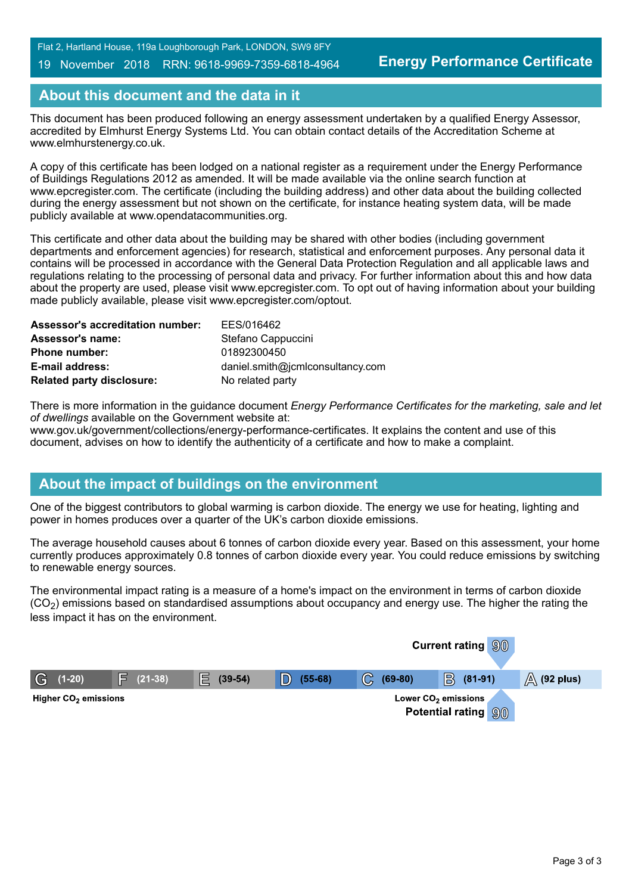Flat 2, Hartland House, 119a Loughborough Park, LONDON, SW9 8FY

19 November 2018 RRN: 9618-9969-7359-6818-4964

**Energy Performance Certificate**

## About this document and the data in it

This document has been produced following an energy assessment undertaken by a qualified Energy Assessor, accredited by Elmhurst Energy Systems Ltd. You can obtain contact details of the Accreditation Scheme at www.elmhurstenergy.co.uk.

A copy of this certificate has been lodged on a national register as a requirement under the Energy Performance of Buildings Regulations 2012 as amended. It will be made available via the online search function at www.epcregister.com. The certificate (including the building address) and other data about the building collected during the energy assessment but not shown on the certificate, for instance heating system data, will be made publicly available at www.opendatacommunities.org.

This certificate and other data about the building may be shared with other bodies (including government departments and enforcement agencies) for research, statistical and enforcement purposes. Any personal data it contains will be processed in accordance with the General Data Protection Regulation and all applicable laws and regulations relating to the processing of personal data and privacy. For further information about this and how data about the property are used, please visit www.epcregister.com. To opt out of having information about your building made publicly available, please visit www.epcregister.com/optout.

| | |
|---|---|
| **Assessor's accreditation number:** | EES/016462 |
| **Assessor's name:** | Stefano Cappuccini |
| **Phone number:** | 01892300450 |
| **E-mail address:** | daniel.smith@jcmlconsultancy.com |
| **Related party disclosure:** | No related party |

There is more information in the guidance document *Energy Performance Certificates for the marketing, sale and let of dwellings* available on the Government website at: www.gov.uk/government/collections/energy-performance-certificates. It explains the content and use of this document, advises on how to identify the authenticity of a certificate and how to make a complaint.

## About the impact of buildings on the environment

One of the biggest contributors to global warming is carbon dioxide. The energy we use for heating, lighting and power in homes produces over a quarter of the UK's carbon dioxide emissions.

The average household causes about 6 tonnes of carbon dioxide every year. Based on this assessment, your home currently produces approximately 0.8 tonnes of carbon dioxide every year. You could reduce emissions by switching to renewable energy sources.

The environmental impact rating is a measure of a home's impact on the environment in terms of carbon dioxide ($CO_2$) emissions based on standardised assumptions about occupancy and energy use. The higher the rating the less impact it has on the environment.

Current rating 90

G (1-20)
F (21-38)
E (39-54)
D (55-68)
C (69-80)
B (81-91)
A (92 plus)

Higher $CO_2$ emissions

Lower $CO_2$ emissions

Potential rating 90